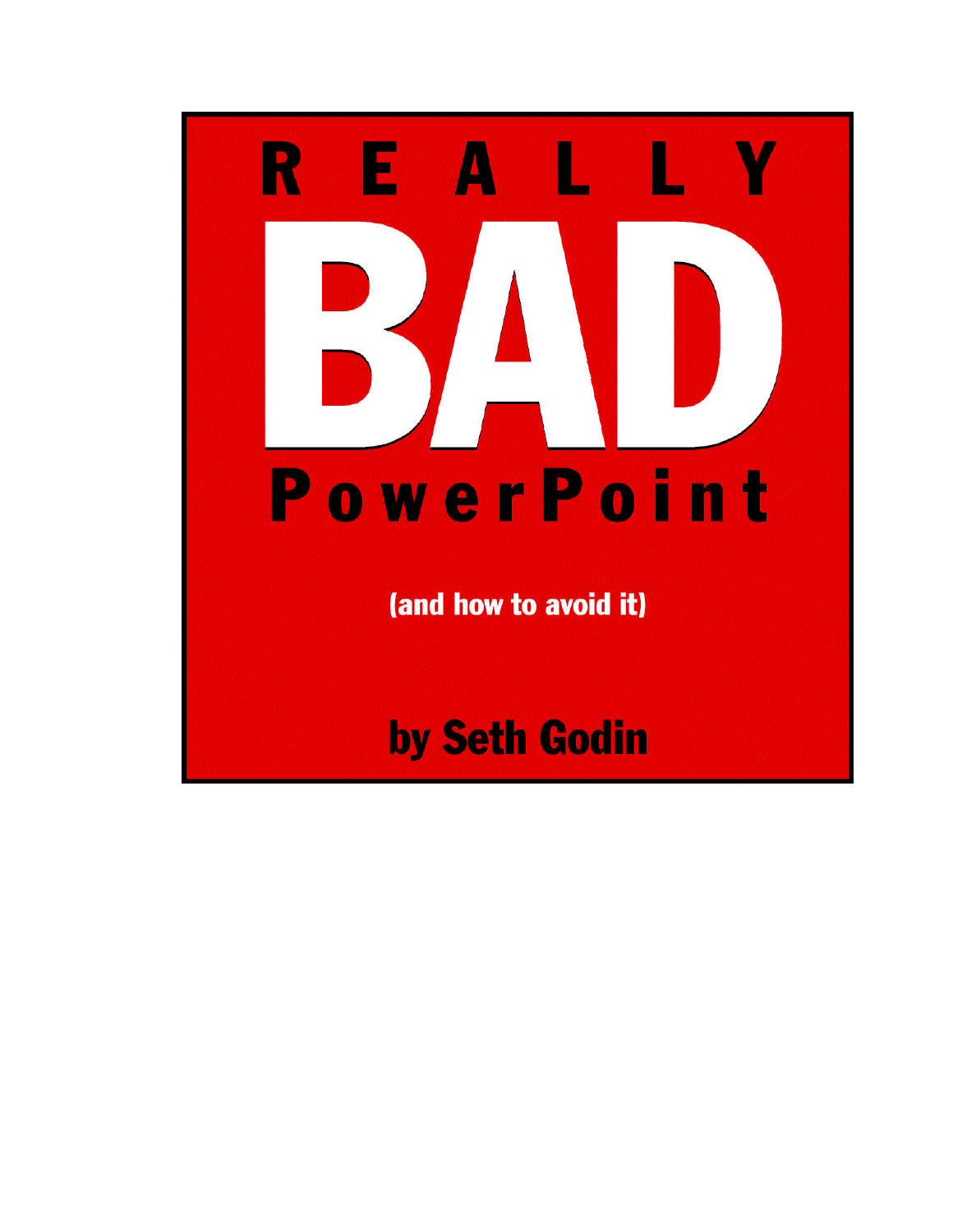# REALLY BAD PowerPoint

(and how to avoid it)

by Seth Godin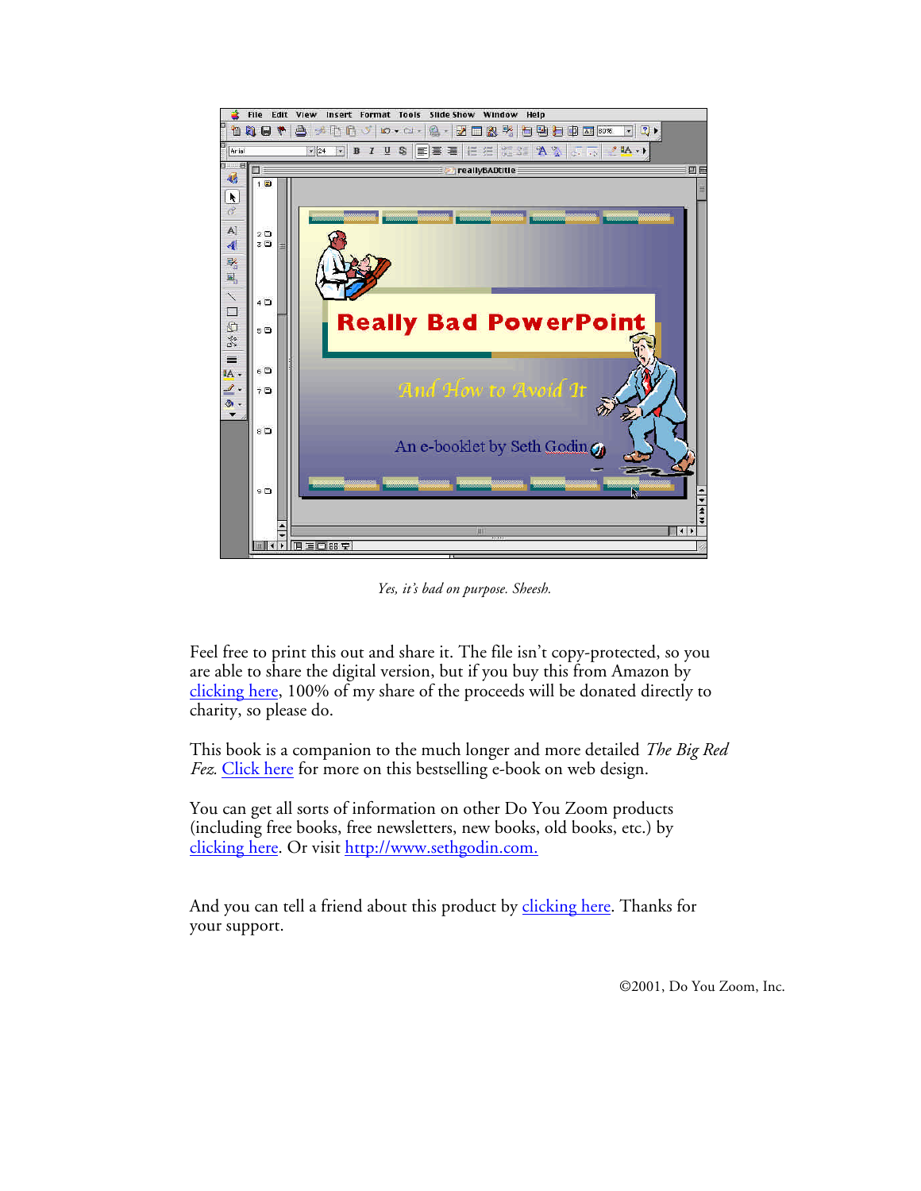*Yes, it's bad on purpose. Sheesh.*

Feel free to print this out and share it. The file isn't copy-protected, so you are able to share the digital version, but if you buy this from Amazon by clicking here, 100% of my share of the proceeds will be donated directly to charity, so please do.

This book is a companion to the much longer and more detailed *The Big Red Fez.* Click here for more on this bestselling e-book on web design.

You can get all sorts of information on other Do You Zoom products (including free books, free newsletters, new books, old books, etc.) by clicking here. Or visit http://www.sethgodin.com.

And you can tell a friend about this product by clicking here. Thanks for your support.

©2001, Do You Zoom, Inc.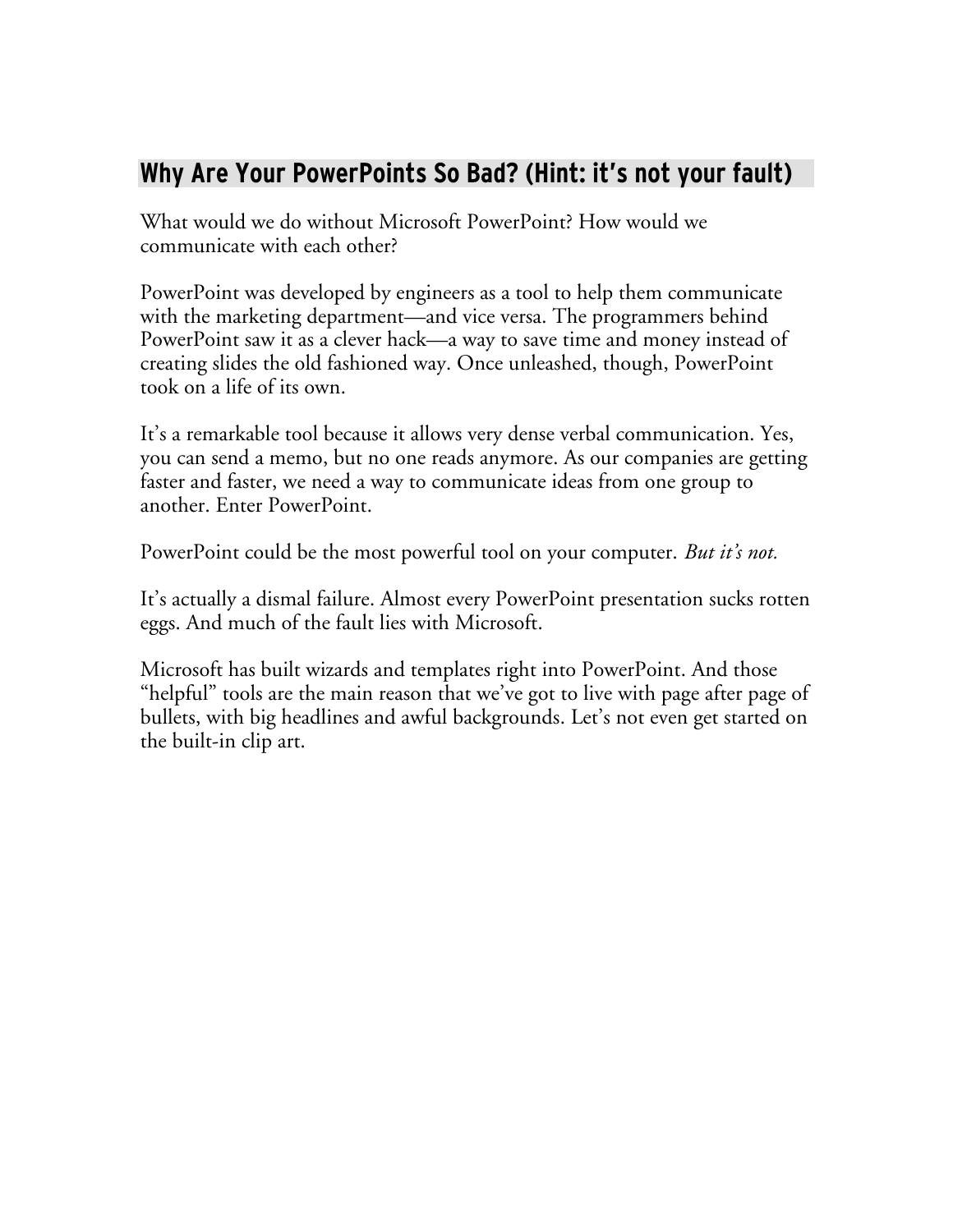## Why Are Your PowerPoints So Bad? (Hint: it's not your fault)

What would we do without Microsoft PowerPoint? How would we communicate with each other?

PowerPoint was developed by engineers as a tool to help them communicate with the marketing department—and vice versa. The programmers behind PowerPoint saw it as a clever hack—a way to save time and money instead of creating slides the old fashioned way. Once unleashed, though, PowerPoint took on a life of its own.

It's a remarkable tool because it allows very dense verbal communication. Yes, you can send a memo, but no one reads anymore. As our companies are getting faster and faster, we need a way to communicate ideas from one group to another. Enter PowerPoint.

PowerPoint could be the most powerful tool on your computer. *But it's not.*

It's actually a dismal failure. Almost every PowerPoint presentation sucks rotten eggs. And much of the fault lies with Microsoft.

Microsoft has built wizards and templates right into PowerPoint. And those "helpful" tools are the main reason that we've got to live with page after page of bullets, with big headlines and awful backgrounds. Let's not even get started on the built-in clip art.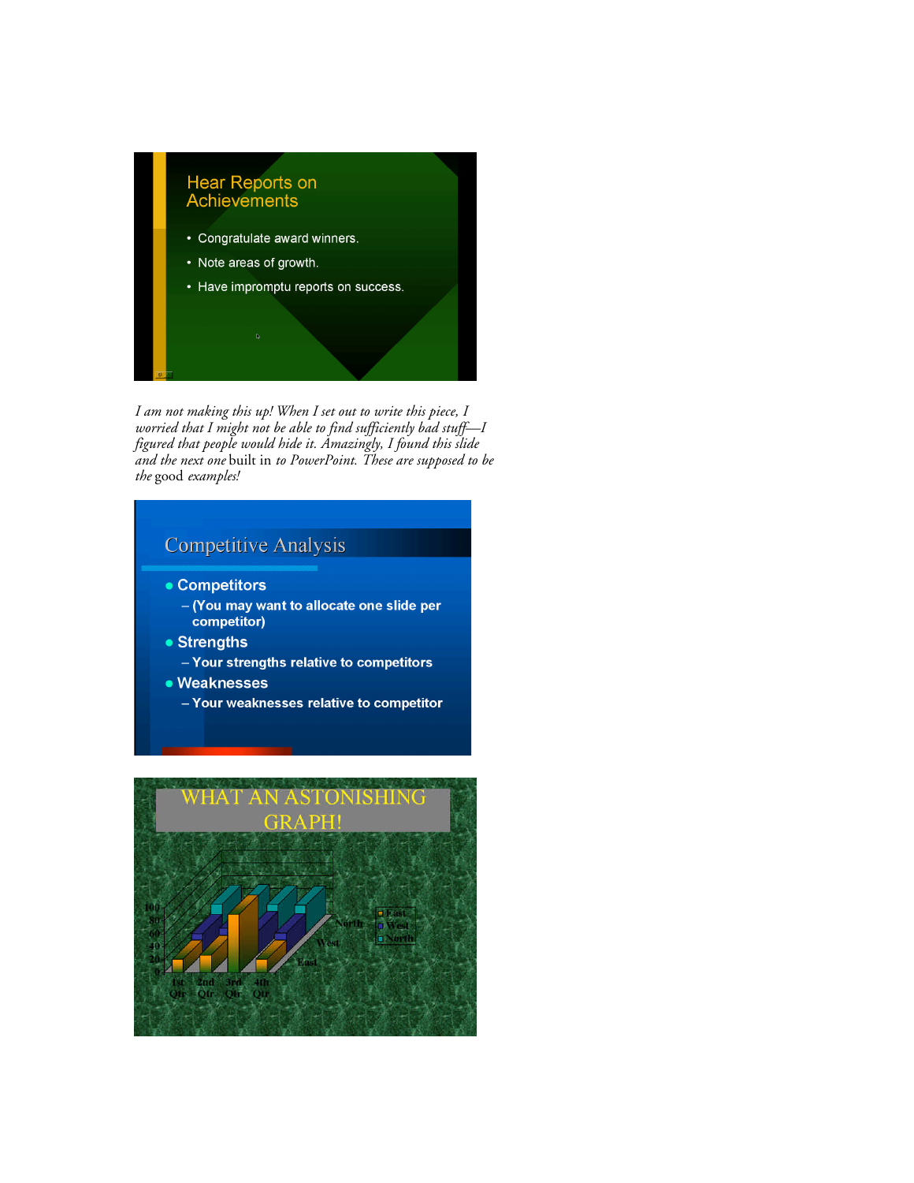**Hear Reports on Achievements**

- Congratulate award winners.
- Note areas of growth.
- Have impromptu reports on success.

*I am not making this up! When I set out to write this piece, I worried that I might not be able to find sufficiently bad stuff—I figured that people would hide it. Amazingly, I found this slide and the next one* built in *to PowerPoint. These are supposed to be the* good *examples!*

**Competitive Analysis**

- Competitors
  - (You may want to allocate one slide per competitor)
- Strengths
  - Your strengths relative to competitors
- Weaknesses
  - Your weaknesses relative to competitor

**WHAT AN ASTONISHING GRAPH!**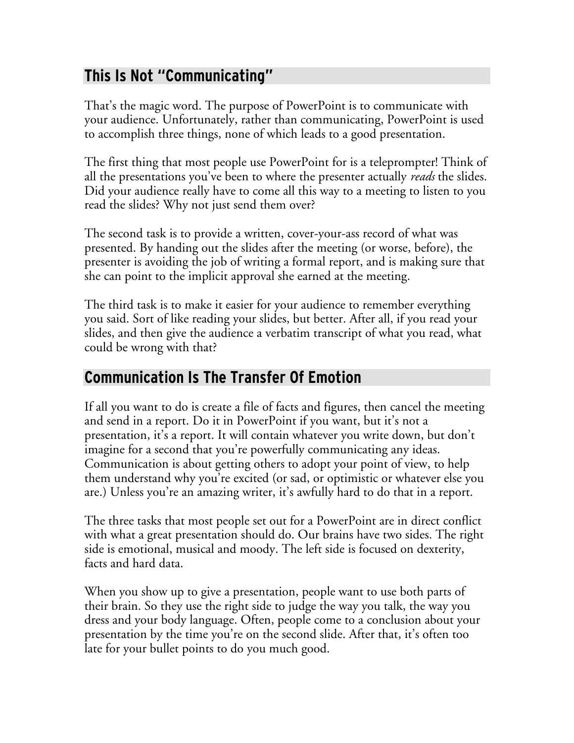## This Is Not "Communicating"

That's the magic word. The purpose of PowerPoint is to communicate with your audience. Unfortunately, rather than communicating, PowerPoint is used to accomplish three things, none of which leads to a good presentation.

The first thing that most people use PowerPoint for is a teleprompter! Think of all the presentations you've been to where the presenter actually *reads* the slides. Did your audience really have to come all this way to a meeting to listen to you read the slides? Why not just send them over?

The second task is to provide a written, cover-your-ass record of what was presented. By handing out the slides after the meeting (or worse, before), the presenter is avoiding the job of writing a formal report, and is making sure that she can point to the implicit approval she earned at the meeting.

The third task is to make it easier for your audience to remember everything you said. Sort of like reading your slides, but better. After all, if you read your slides, and then give the audience a verbatim transcript of what you read, what could be wrong with that?

## Communication Is The Transfer Of Emotion

If all you want to do is create a file of facts and figures, then cancel the meeting and send in a report. Do it in PowerPoint if you want, but it's not a presentation, it's a report. It will contain whatever you write down, but don't imagine for a second that you're powerfully communicating any ideas. Communication is about getting others to adopt your point of view, to help them understand why you're excited (or sad, or optimistic or whatever else you are.) Unless you're an amazing writer, it's awfully hard to do that in a report.

The three tasks that most people set out for a PowerPoint are in direct conflict with what a great presentation should do. Our brains have two sides. The right side is emotional, musical and moody. The left side is focused on dexterity, facts and hard data.

When you show up to give a presentation, people want to use both parts of their brain. So they use the right side to judge the way you talk, the way you dress and your body language. Often, people come to a conclusion about your presentation by the time you're on the second slide. After that, it's often too late for your bullet points to do you much good.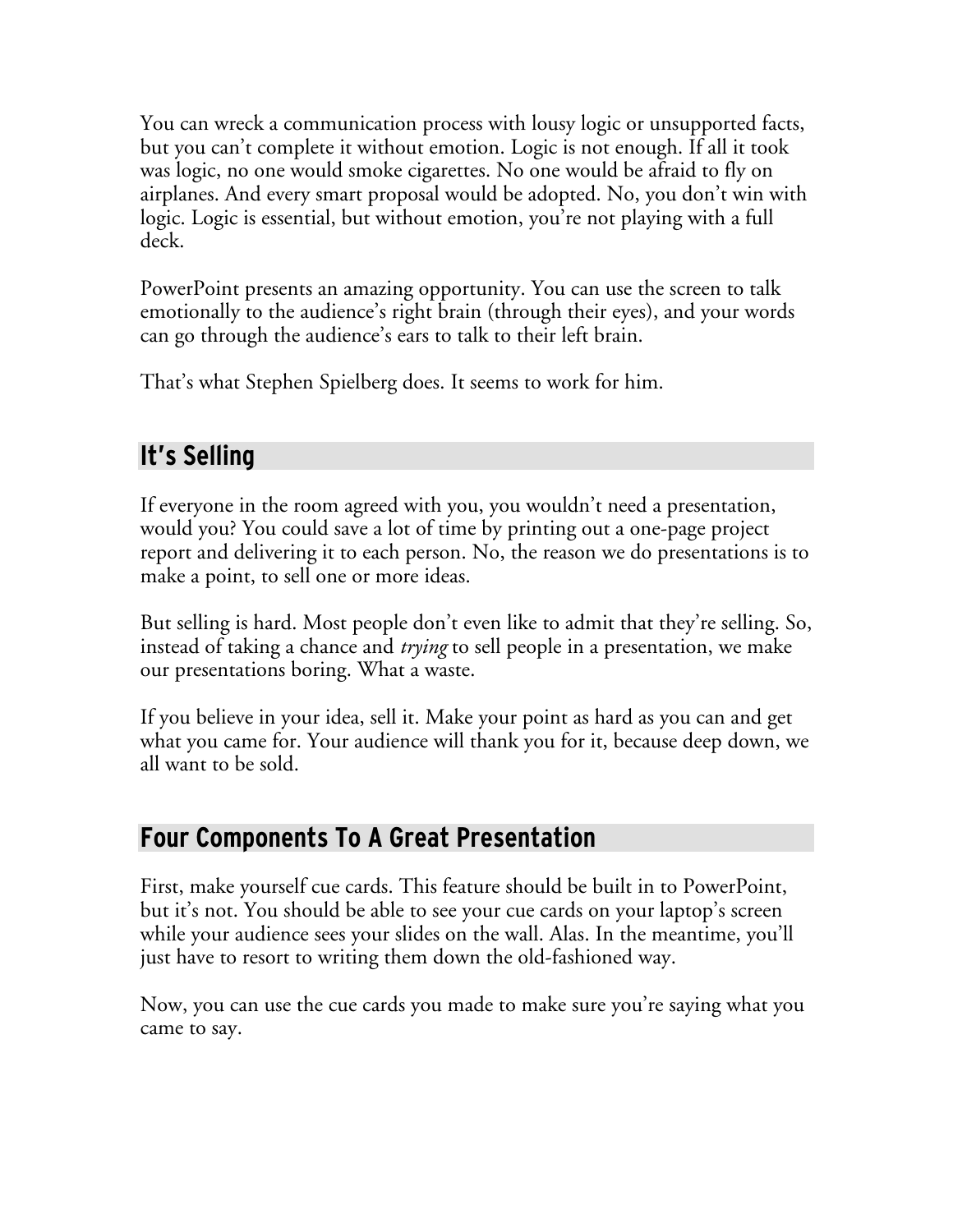You can wreck a communication process with lousy logic or unsupported facts, but you can't complete it without emotion. Logic is not enough. If all it took was logic, no one would smoke cigarettes. No one would be afraid to fly on airplanes. And every smart proposal would be adopted. No, you don't win with logic. Logic is essential, but without emotion, you're not playing with a full deck.

PowerPoint presents an amazing opportunity. You can use the screen to talk emotionally to the audience's right brain (through their eyes), and your words can go through the audience's ears to talk to their left brain.

That's what Stephen Spielberg does. It seems to work for him.

## It's Selling

If everyone in the room agreed with you, you wouldn't need a presentation, would you? You could save a lot of time by printing out a one-page project report and delivering it to each person. No, the reason we do presentations is to make a point, to sell one or more ideas.

But selling is hard. Most people don't even like to admit that they're selling. So, instead of taking a chance and *trying* to sell people in a presentation, we make our presentations boring. What a waste.

If you believe in your idea, sell it. Make your point as hard as you can and get what you came for. Your audience will thank you for it, because deep down, we all want to be sold.

## Four Components To A Great Presentation

First, make yourself cue cards. This feature should be built in to PowerPoint, but it's not. You should be able to see your cue cards on your laptop's screen while your audience sees your slides on the wall. Alas. In the meantime, you'll just have to resort to writing them down the old-fashioned way.

Now, you can use the cue cards you made to make sure you're saying what you came to say.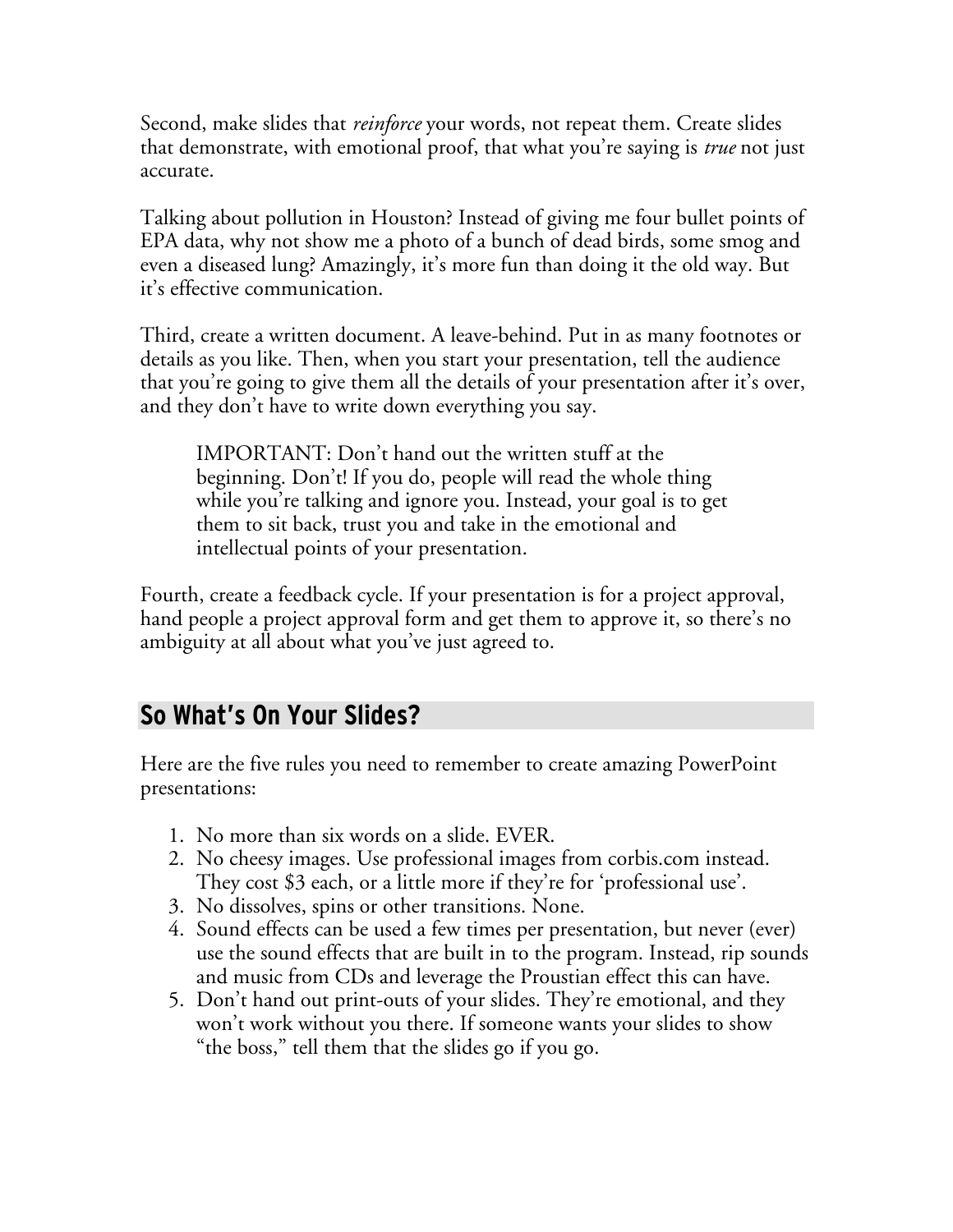Second, make slides that *reinforce* your words, not repeat them. Create slides that demonstrate, with emotional proof, that what you're saying is *true* not just accurate.

Talking about pollution in Houston? Instead of giving me four bullet points of EPA data, why not show me a photo of a bunch of dead birds, some smog and even a diseased lung? Amazingly, it's more fun than doing it the old way. But it's effective communication.

Third, create a written document. A leave-behind. Put in as many footnotes or details as you like. Then, when you start your presentation, tell the audience that you're going to give them all the details of your presentation after it's over, and they don't have to write down everything you say.

> IMPORTANT: Don't hand out the written stuff at the beginning. Don't! If you do, people will read the whole thing while you're talking and ignore you. Instead, your goal is to get them to sit back, trust you and take in the emotional and intellectual points of your presentation.

Fourth, create a feedback cycle. If your presentation is for a project approval, hand people a project approval form and get them to approve it, so there's no ambiguity at all about what you've just agreed to.

## So What's On Your Slides?

Here are the five rules you need to remember to create amazing PowerPoint presentations:

1. No more than six words on a slide. EVER.
2. No cheesy images. Use professional images from corbis.com instead. They cost $3 each, or a little more if they're for 'professional use'.
3. No dissolves, spins or other transitions. None.
4. Sound effects can be used a few times per presentation, but never (ever) use the sound effects that are built in to the program. Instead, rip sounds and music from CDs and leverage the Proustian effect this can have.
5. Don't hand out print-outs of your slides. They're emotional, and they won't work without you there. If someone wants your slides to show "the boss," tell them that the slides go if you go.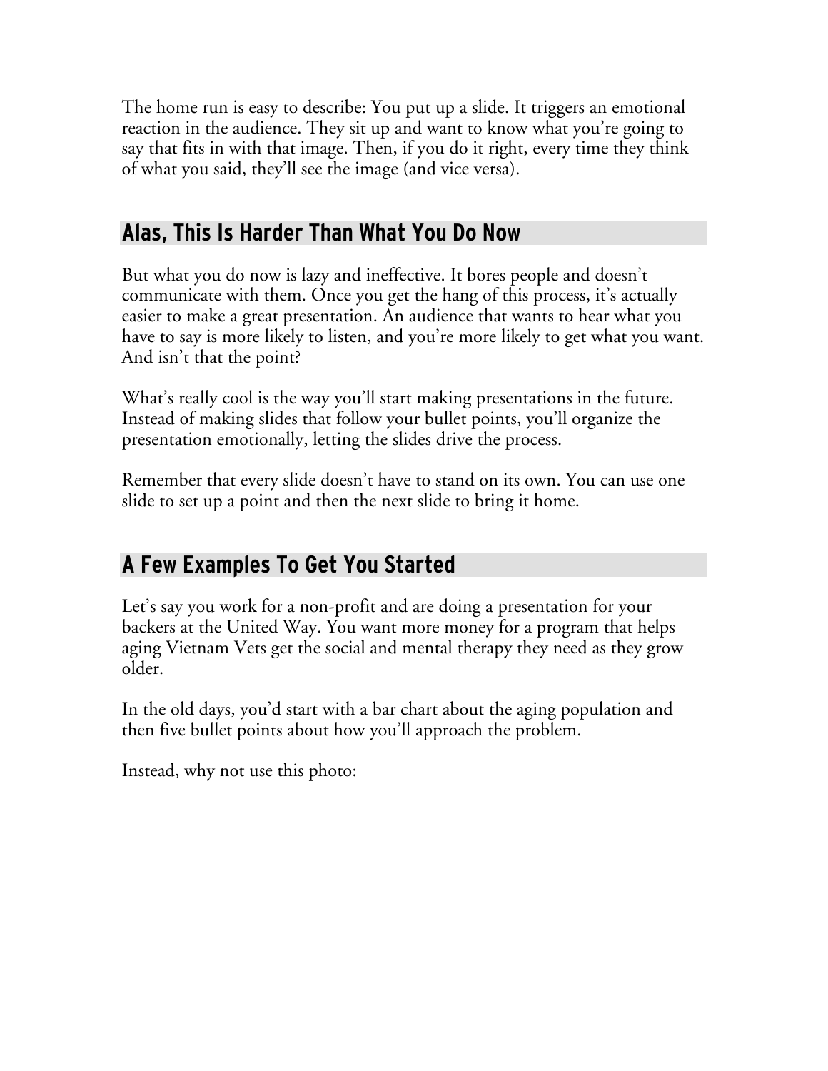The home run is easy to describe: You put up a slide. It triggers an emotional reaction in the audience. They sit up and want to know what you're going to say that fits in with that image. Then, if you do it right, every time they think of what you said, they'll see the image (and vice versa).

## Alas, This Is Harder Than What You Do Now

But what you do now is lazy and ineffective. It bores people and doesn't communicate with them. Once you get the hang of this process, it's actually easier to make a great presentation. An audience that wants to hear what you have to say is more likely to listen, and you're more likely to get what you want. And isn't that the point?

What's really cool is the way you'll start making presentations in the future. Instead of making slides that follow your bullet points, you'll organize the presentation emotionally, letting the slides drive the process.

Remember that every slide doesn't have to stand on its own. You can use one slide to set up a point and then the next slide to bring it home.

## A Few Examples To Get You Started

Let's say you work for a non-profit and are doing a presentation for your backers at the United Way. You want more money for a program that helps aging Vietnam Vets get the social and mental therapy they need as they grow older.

In the old days, you'd start with a bar chart about the aging population and then five bullet points about how you'll approach the problem.

Instead, why not use this photo: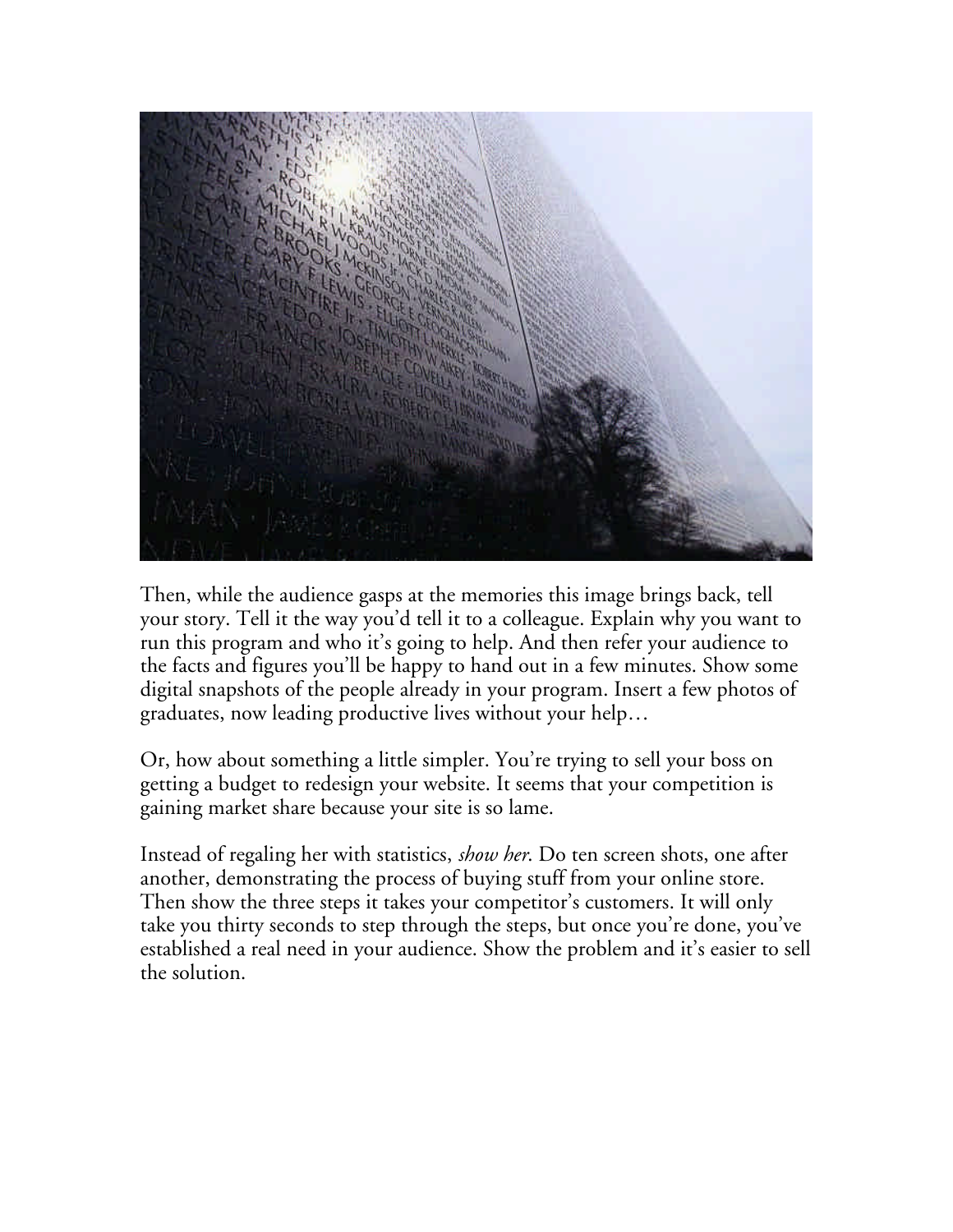Then, while the audience gasps at the memories this image brings back, tell your story. Tell it the way you'd tell it to a colleague. Explain why you want to run this program and who it's going to help. And then refer your audience to the facts and figures you'll be happy to hand out in a few minutes. Show some digital snapshots of the people already in your program. Insert a few photos of graduates, now leading productive lives without your help…

Or, how about something a little simpler. You're trying to sell your boss on getting a budget to redesign your website. It seems that your competition is gaining market share because your site is so lame.

Instead of regaling her with statistics, *show her*. Do ten screen shots, one after another, demonstrating the process of buying stuff from your online store. Then show the three steps it takes your competitor's customers. It will only take you thirty seconds to step through the steps, but once you're done, you've established a real need in your audience. Show the problem and it's easier to sell the solution.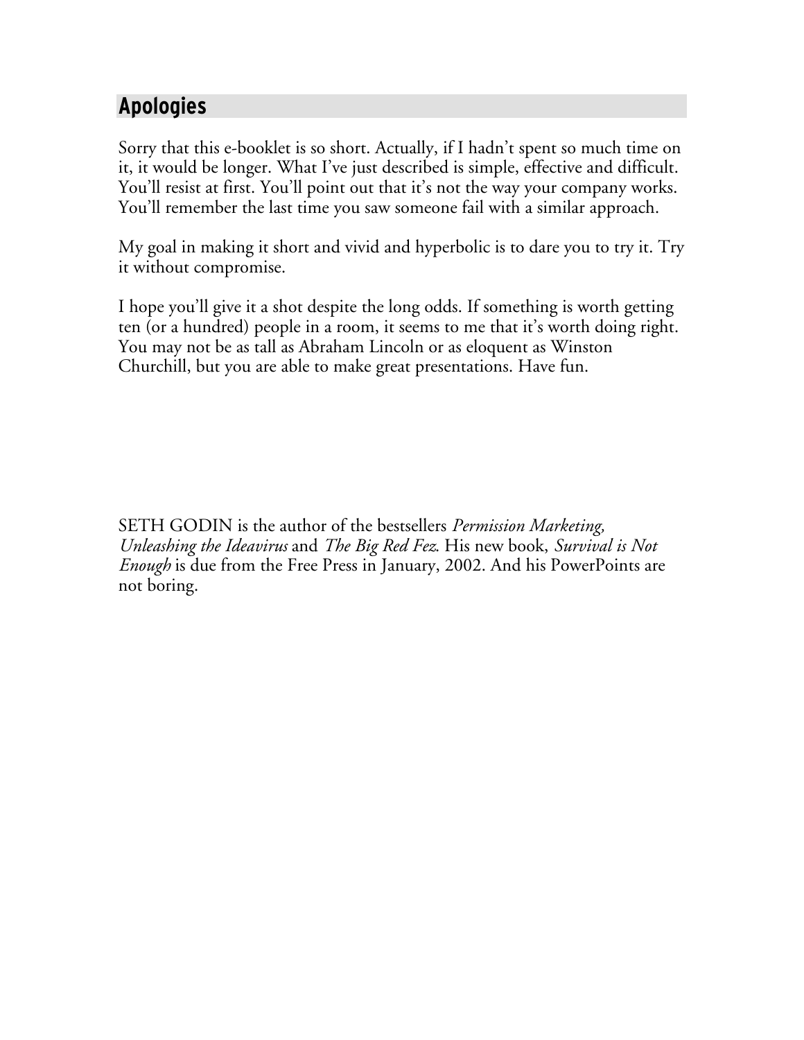## Apologies

Sorry that this e-booklet is so short. Actually, if I hadn't spent so much time on it, it would be longer. What I've just described is simple, effective and difficult. You'll resist at first. You'll point out that it's not the way your company works. You'll remember the last time you saw someone fail with a similar approach.

My goal in making it short and vivid and hyperbolic is to dare you to try it. Try it without compromise.

I hope you'll give it a shot despite the long odds. If something is worth getting ten (or a hundred) people in a room, it seems to me that it's worth doing right. You may not be as tall as Abraham Lincoln or as eloquent as Winston Churchill, but you are able to make great presentations. Have fun.

SETH GODIN is the author of the bestsellers *Permission Marketing, Unleashing the Ideavirus* and *The Big Red Fez*. His new book, *Survival is Not Enough* is due from the Free Press in January, 2002. And his PowerPoints are not boring.